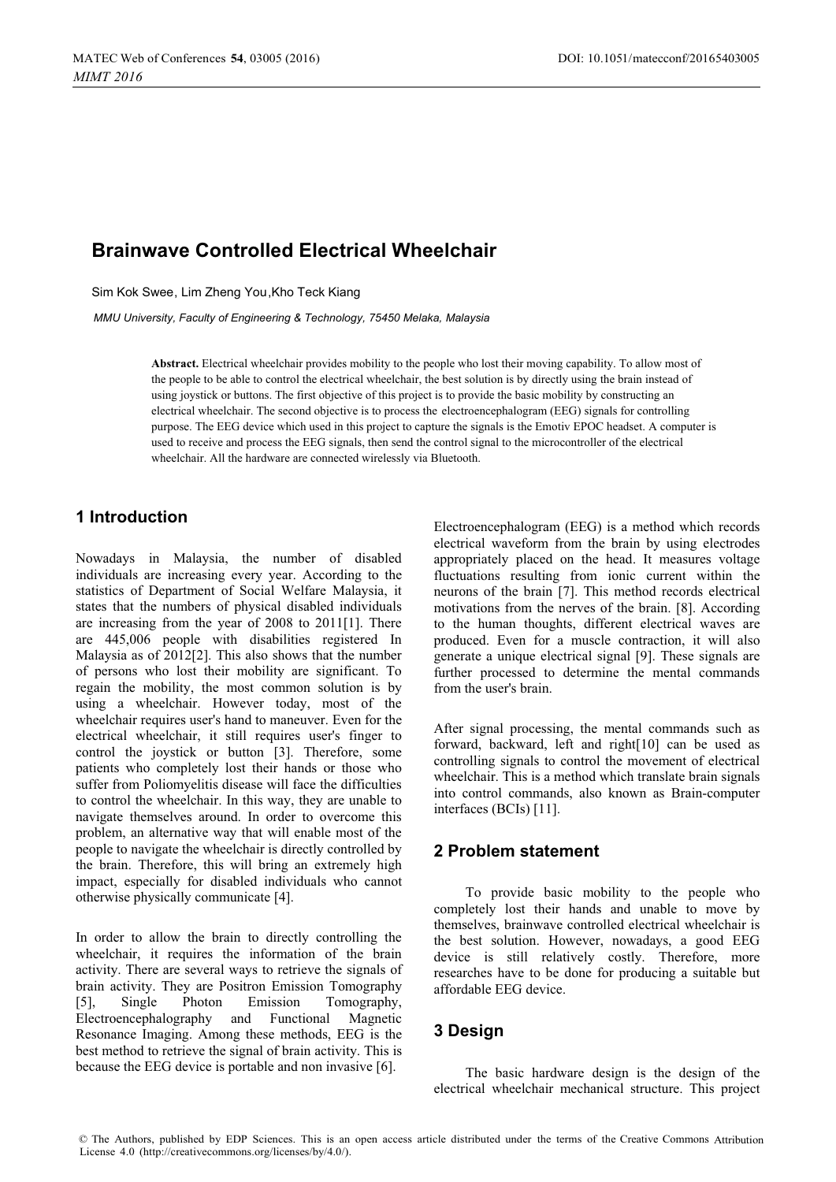# Brainwave Controlled Electrical Wheelchair

Sim Kok Swee, Lim Zheng You, Kho Teck Kiang

*MMU University, Faculty of Engineering & Technology, 75450 Melaka, Malaysia*

**Abstract.** Electrical wheelchair provides mobility to the people who lost their moving capability. To allow most of the people to be able to control the electrical wheelchair, the best solution is by directly using the brain instead of using joystick or buttons. The first objective of this project is to provide the basic mobility by constructing an electrical wheelchair. The second objective is to process the electroencephalogram (EEG) signals for controlling purpose. The EEG device which used in this project to capture the signals is the Emotiv EPOC headset. A computer is used to receive and process the EEG signals, then send the control signal to the microcontroller of the electrical wheelchair. All the hardware are connected wirelessly via Bluetooth.

## 1 Introduction

Nowadays in Malaysia, the number of disabled individuals are increasing every year. According to the statistics of Department of Social Welfare Malaysia, it states that the numbers of physical disabled individuals are increasing from the year of 2008 to 2011[1]. There are 445,006 people with disabilities registered In Malaysia as of 2012[2]. This also shows that the number of persons who lost their mobility are significant. To regain the mobility, the most common solution is by using a wheelchair. However today, most of the wheelchair requires user's hand to maneuver. Even for the electrical wheelchair, it still requires user's finger to control the joystick or button [3]. Therefore, some patients who completely lost their hands or those who suffer from Poliomyelitis disease will face the difficulties to control the wheelchair. In this way, they are unable to navigate themselves around. In order to overcome this problem, an alternative way that will enable most of the people to navigate the wheelchair is directly controlled by the brain. Therefore, this will bring an extremely high impact, especially for disabled individuals who cannot otherwise physically communicate [4].

In order to allow the brain to directly controlling the wheelchair, it requires the information of the brain activity. There are several ways to retrieve the signals of brain activity. They are Positron Emission Tomography [5], Single Photon Emission Tomography, Electroencephalography and Functional Magnetic Resonance Imaging. Among these methods, EEG is the best method to retrieve the signal of brain activity. This is because the EEG device is portable and non invasive [6].

Electroencephalogram (EEG) is a method which records electrical waveform from the brain by using electrodes appropriately placed on the head. It measures voltage fluctuations resulting from ionic current within the neurons of the brain [7]. This method records electrical motivations from the nerves of the brain. [8]. According to the human thoughts, different electrical waves are produced. Even for a muscle contraction, it will also generate a unique electrical signal [9]. These signals are further processed to determine the mental commands from the user's brain.

After signal processing, the mental commands such as forward, backward, left and right[10] can be used as controlling signals to control the movement of electrical wheelchair. This is a method which translate brain signals into control commands, also known as Brain-computer interfaces (BCIs) [11].

## 2 Problem statement

To provide basic mobility to the people who completely lost their hands and unable to move by themselves, brainwave controlled electrical wheelchair is the best solution. However, nowadays, a good EEG device is still relatively costly. Therefore, more researches have to be done for producing a suitable but affordable EEG device.

## 3 Design

The basic hardware design is the design of the electrical wheelchair mechanical structure. This project

© The Authors, published by EDP Sciences. This is an open access article distributed under the terms of the Creative Commons Attribution License 4.0 (http://creativecommons.org/licenses/by/4.0/).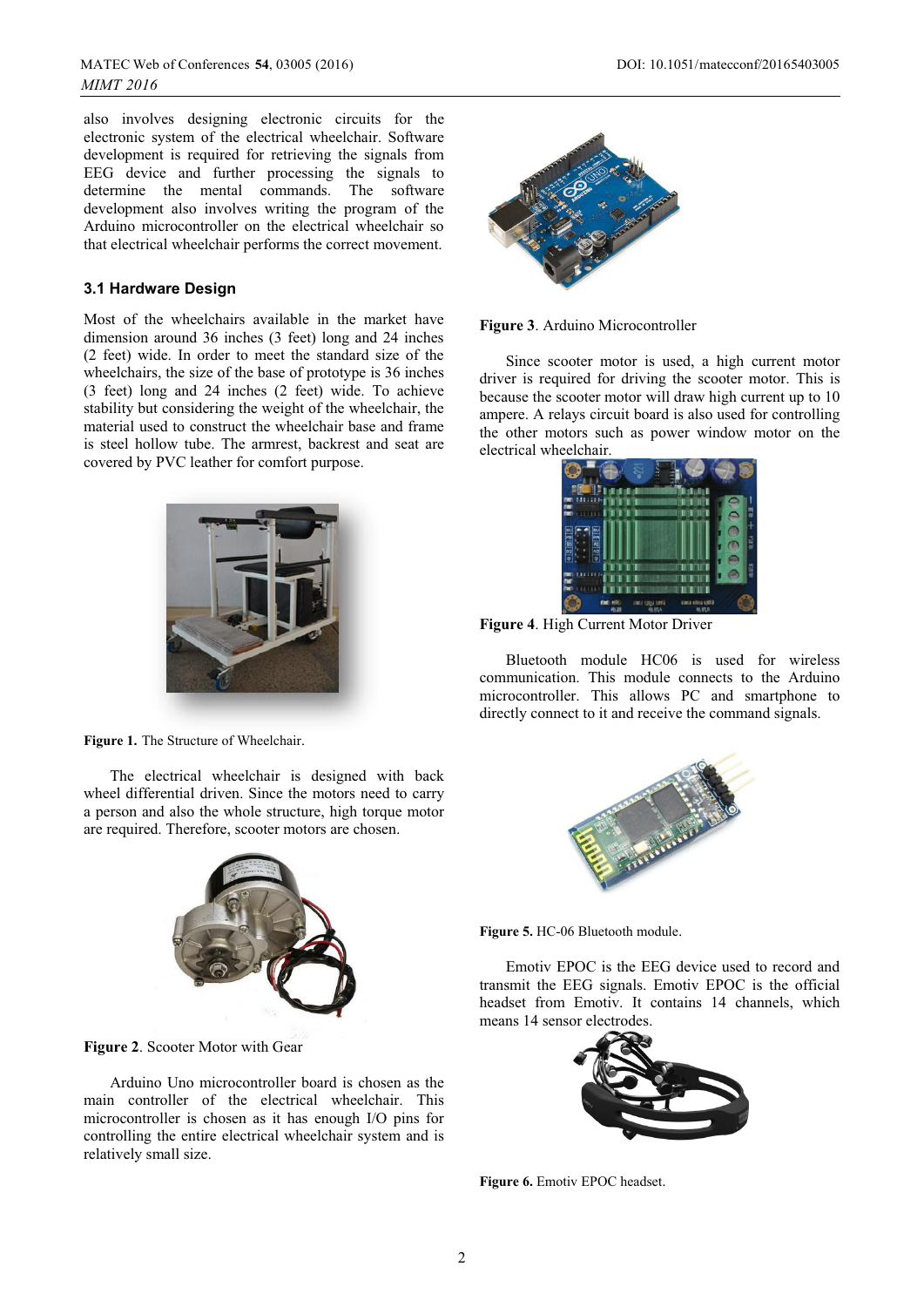also involves designing electronic circuits for the electronic system of the electrical wheelchair. Software development is required for retrieving the signals from EEG device and further processing the signals to determine the mental commands. The software development also involves writing the program of the Arduino microcontroller on the electrical wheelchair so that electrical wheelchair performs the correct movement.

### 3.1 Hardware Design

Most of the wheelchairs available in the market have dimension around 36 inches (3 feet) long and 24 inches (2 feet) wide. In order to meet the standard size of the wheelchairs, the size of the base of prototype is 36 inches (3 feet) long and 24 inches (2 feet) wide. To achieve stability but considering the weight of the wheelchair, the material used to construct the wheelchair base and frame is steel hollow tube. The armrest, backrest and seat are covered by PVC leather for comfort purpose.

**Figure 1.** The Structure of Wheelchair.

The electrical wheelchair is designed with back wheel differential driven. Since the motors need to carry a person and also the whole structure, high torque motor are required. Therefore, scooter motors are chosen.

**Figure 2**. Scooter Motor with Gear

Arduino Uno microcontroller board is chosen as the main controller of the electrical wheelchair. This microcontroller is chosen as it has enough I/O pins for controlling the entire electrical wheelchair system and is relatively small size.

**Figure 3**. Arduino Microcontroller

Since scooter motor is used, a high current motor driver is required for driving the scooter motor. This is because the scooter motor will draw high current up to 10 ampere. A relays circuit board is also used for controlling the other motors such as power window motor on the electrical wheelchair.

**Figure 4**. High Current Motor Driver

Bluetooth module HC06 is used for wireless communication. This module connects to the Arduino microcontroller. This allows PC and smartphone to directly connect to it and receive the command signals.

**Figure 5.** HC-06 Bluetooth module.

Emotiv EPOC is the EEG device used to record and transmit the EEG signals. Emotiv EPOC is the official headset from Emotiv. It contains 14 channels, which means 14 sensor electrodes.

**Figure 6.** Emotiv EPOC headset.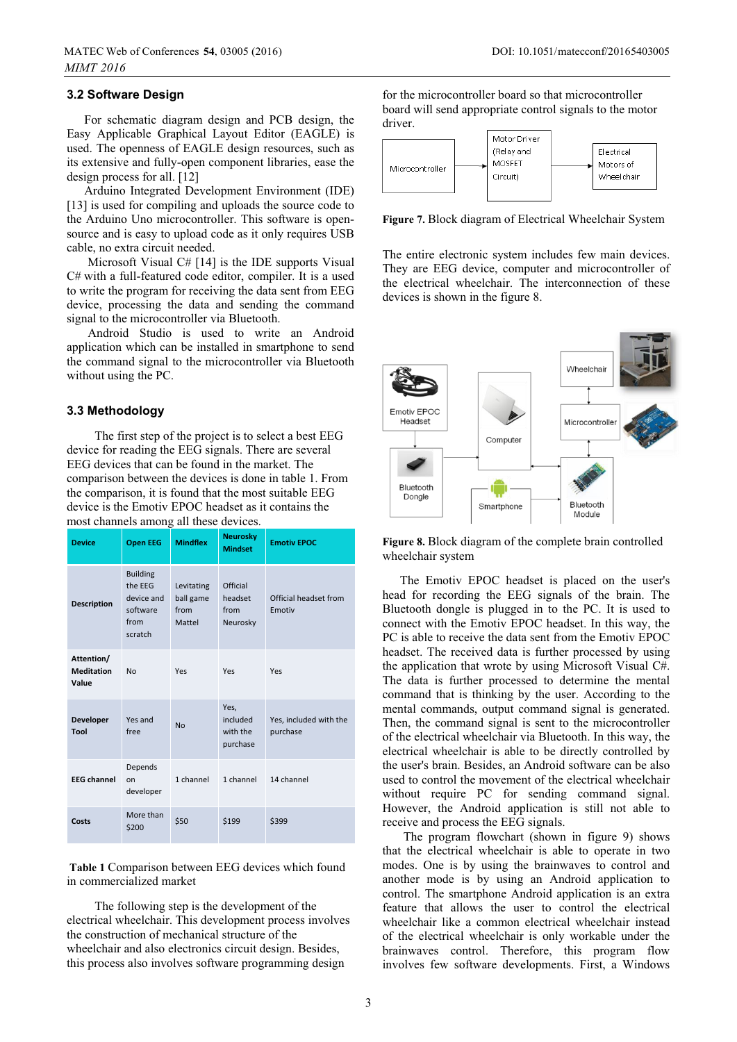## 3.2 Software Design

For schematic diagram design and PCB design, the Easy Applicable Graphical Layout Editor (EAGLE) is used. The openness of EAGLE design resources, such as its extensive and fully-open component libraries, ease the design process for all. [12]

Arduino Integrated Development Environment (IDE) [13] is used for compiling and uploads the source code to the Arduino Uno microcontroller. This software is open-source and is easy to upload code as it only requires USB cable, no extra circuit needed.

Microsoft Visual C# [14] is the IDE supports Visual C# with a full-featured code editor, compiler. It is a used to write the program for receiving the data sent from EEG device, processing the data and sending the command signal to the microcontroller via Bluetooth.

Android Studio is used to write an Android application which can be installed in smartphone to send the command signal to the microcontroller via Bluetooth without using the PC.

## 3.3 Methodology

The first step of the project is to select a best EEG device for reading the EEG signals. There are several EEG devices that can be found in the market. The comparison between the devices is done in table 1. From the comparison, it is found that the most suitable EEG device is the Emotiv EPOC headset as it contains the most channels among all these devices.

| Device | Open EEG | Mindflex | Neurosky Mindset | Emotiv EPOC |
|---|---|---|---|---|
| Description | Building the EEG device and software from scratch | Levitating ball game from Mattel | Official headset from Neurosky | Official headset from Emotiv |
| Attention/ Meditation Value | No | Yes | Yes | Yes |
| Developer Tool | Yes and free | No | Yes, included with the purchase | Yes, included with the purchase |
| EEG channel | Depends on developer | 1 channel | 1 channel | 14 channel |
| Costs | More than $200 | $50 | $199 | $399 |

**Table 1** Comparison between EEG devices which found in commercialized market

The following step is the development of the electrical wheelchair. This development process involves the construction of mechanical structure of the wheelchair and also electronics circuit design. Besides, this process also involves software programming design for the microcontroller board so that microcontroller board will send appropriate control signals to the motor driver.

Microcontroller → Motor Driver (Relay and MOSFET Circuit) → Electrical Motors of Wheelchair

**Figure 7.** Block diagram of Electrical Wheelchair System

The entire electronic system includes few main devices. They are EEG device, computer and microcontroller of the electrical wheelchair. The interconnection of these devices is shown in the figure 8.

**Figure 8.** Block diagram of the complete brain controlled wheelchair system

The Emotiv EPOC headset is placed on the user's head for recording the EEG signals of the brain. The Bluetooth dongle is plugged in to the PC. It is used to connect with the Emotiv EPOC headset. In this way, the PC is able to receive the data sent from the Emotiv EPOC headset. The received data is further processed by using the application that wrote by using Microsoft Visual C#. The data is further processed to determine the mental command that is thinking by the user. According to the mental commands, output command signal is generated. Then, the command signal is sent to the microcontroller of the electrical wheelchair via Bluetooth. In this way, the electrical wheelchair is able to be directly controlled by the user's brain. Besides, an Android software can be also used to control the movement of the electrical wheelchair without require PC for sending command signal. However, the Android application is still not able to receive and process the EEG signals.

The program flowchart (shown in figure 9) shows that the electrical wheelchair is able to operate in two modes. One is by using the brainwaves to control and another mode is by using an Android application to control. The smartphone Android application is an extra feature that allows the user to control the electrical wheelchair like a common electrical wheelchair instead of the electrical wheelchair is only workable under the brainwaves control. Therefore, this program flow involves few software developments. First, a Windows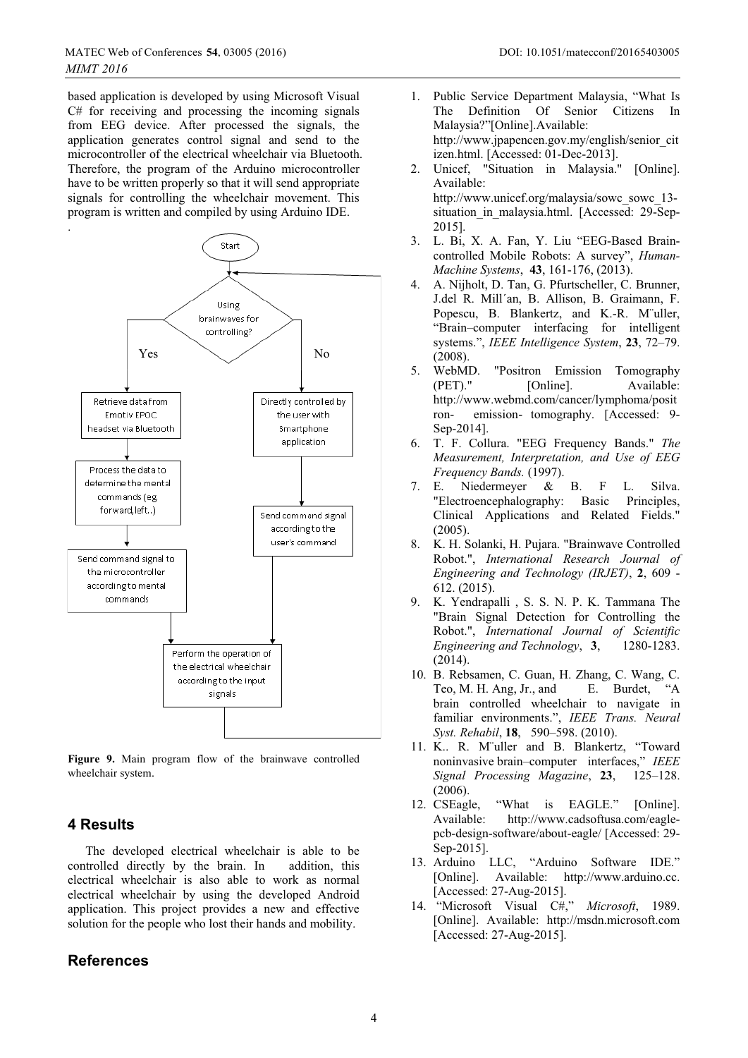based application is developed by using Microsoft Visual C# for receiving and processing the incoming signals from EEG device. After processed the signals, the application generates control signal and send to the microcontroller of the electrical wheelchair via Bluetooth. Therefore, the program of the Arduino microcontroller have to be written properly so that it will send appropriate signals for controlling the wheelchair movement. This program is written and compiled by using Arduino IDE.

.

Start

Using brainwaves for controlling?

Yes

No

Retrieve data from Emotiv EPOC headset via Bluetooth

Process the data to determine the mental commands (eg. forward, left..)

Send command signal to the microcontroller according to mental commands

Directly controlled by the user with Smartphone application

Send command signal according to the user's command

Perform the operation of the electrical wheelchair according to the input signals

**Figure 9.** Main program flow of the brainwave controlled wheelchair system.

## 4 Results

The developed electrical wheelchair is able to be controlled directly by the brain. In addition, this electrical wheelchair is also able to work as normal electrical wheelchair by using the developed Android application. This project provides a new and effective solution for the people who lost their hands and mobility.

## References

1. Public Service Department Malaysia, "What Is The Definition Of Senior Citizens In Malaysia?"[Online].Available: http://www.jpapencen.gov.my/english/senior_citizen.html. [Accessed: 01-Dec-2013].
2. Unicef, "Situation in Malaysia." [Online]. Available: http://www.unicef.org/malaysia/sowc_sowc_13-situation_in_malaysia.html. [Accessed: 29-Sep-2015].
3. L. Bi, X. A. Fan, Y. Liu "EEG-Based Brain-controlled Mobile Robots: A survey", *Human-Machine Systems*, **43**, 161-176, (2013).
4. A. Nijholt, D. Tan, G. Pfurtscheller, C. Brunner, J.del R. Mill´an, B. Allison, B. Graimann, F. Popescu, B. Blankertz, and K.-R. M¨uller, "Brain–computer interfacing for intelligent systems.", *IEEE Intelligence System*, **23**, 72–79. (2008).
5. WebMD. "Positron Emission Tomography (PET)." [Online]. Available: http://www.webmd.com/cancer/lymphoma/positron- emission- tomography. [Accessed: 9-Sep-2014].
6. T. F. Collura. "EEG Frequency Bands." *The Measurement, Interpretation, and Use of EEG Frequency Bands.* (1997).
7. E. Niedermeyer & B. F L. Silva. "Electroencephalography: Basic Principles, Clinical Applications and Related Fields." (2005).
8. K. H. Solanki, H. Pujara. "Brainwave Controlled Robot.", *International Research Journal of Engineering and Technology (IRJET)*, **2**, 609 - 612. (2015).
9. K. Yendrapalli , S. S. N. P. K. Tammana The "Brain Signal Detection for Controlling the Robot.", *International Journal of Scientific Engineering and Technology*, **3**, 1280-1283. (2014).
10. B. Rebsamen, C. Guan, H. Zhang, C. Wang, C. Teo, M. H. Ang, Jr., and E. Burdet, "A brain controlled wheelchair to navigate in familiar environments.", *IEEE Trans. Neural Syst. Rehabil*, **18**, 590–598. (2010).
11. K.. R. M¨uller and B. Blankertz, "Toward noninvasive brain–computer interfaces," *IEEE Signal Processing Magazine*, **23**, 125–128. (2006).
12. CSEagle, "What is EAGLE." [Online]. Available: http://www.cadsoftusa.com/eagle-pcb-design-software/about-eagle/ [Accessed: 29-Sep-2015].
13. Arduino LLC, "Arduino Software IDE." [Online]. Available: http://www.arduino.cc. [Accessed: 27-Aug-2015].
14. "Microsoft Visual C#," *Microsoft*, 1989. [Online]. Available: http://msdn.microsoft.com [Accessed: 27-Aug-2015].